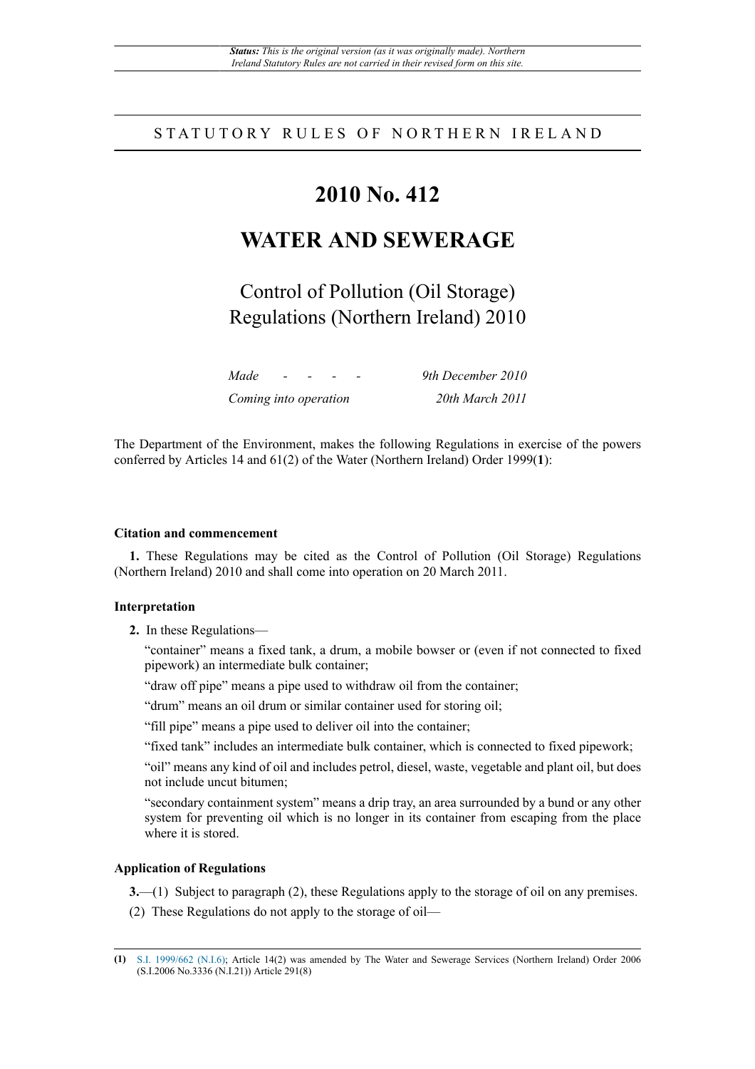*Status: This is the original version (as it was originally made). Northern Ireland Statutory Rules are not carried in their revised form on this site.*

STATUTORY RULES OF NORTHERN IRELAND

# 2010 No. 412

# WATER AND SEWERAGE

## Control of Pollution (Oil Storage) Regulations (Northern Ireland) 2010

| | |
|---|---|
| *Made - - - -* | *9th December 2010* |
| *Coming into operation* | *20th March 2011* |

The Department of the Environment, makes the following Regulations in exercise of the powers conferred by Articles 14 and 61(2) of the Water (Northern Ireland) Order 1999(**1**):

### Citation and commencement

**1.** These Regulations may be cited as the Control of Pollution (Oil Storage) Regulations (Northern Ireland) 2010 and shall come into operation on 20 March 2011.

### Interpretation

**2.** In these Regulations—

"container" means a fixed tank, a drum, a mobile bowser or (even if not connected to fixed pipework) an intermediate bulk container;

"draw off pipe" means a pipe used to withdraw oil from the container;

"drum" means an oil drum or similar container used for storing oil;

"fill pipe" means a pipe used to deliver oil into the container;

"fixed tank" includes an intermediate bulk container, which is connected to fixed pipework;

"oil" means any kind of oil and includes petrol, diesel, waste, vegetable and plant oil, but does not include uncut bitumen;

"secondary containment system" means a drip tray, an area surrounded by a bund or any other system for preventing oil which is no longer in its container from escaping from the place where it is stored.

### Application of Regulations

**3.**—(1) Subject to paragraph (2), these Regulations apply to the storage of oil on any premises.

(2) These Regulations do not apply to the storage of oil—

(1) S.I. 1999/662 (N.I.6); Article 14(2) was amended by The Water and Sewerage Services (Northern Ireland) Order 2006 (S.I.2006 No.3336 (N.I.21)) Article 291(8)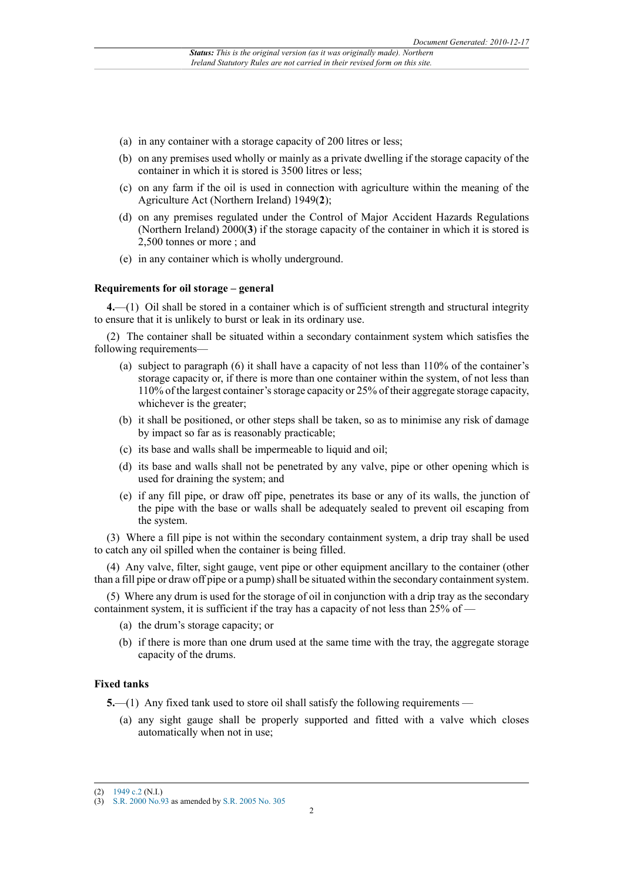(a) in any container with a storage capacity of 200 litres or less;

(b) on any premises used wholly or mainly as a private dwelling if the storage capacity of the container in which it is stored is 3500 litres or less;

(c) on any farm if the oil is used in connection with agriculture within the meaning of the Agriculture Act (Northern Ireland) 1949(2);

(d) on any premises regulated under the Control of Major Accident Hazards Regulations (Northern Ireland) 2000(3) if the storage capacity of the container in which it is stored is 2,500 tonnes or more ; and

(e) in any container which is wholly underground.

### Requirements for oil storage – general

**4.**—(1) Oil shall be stored in a container which is of sufficient strength and structural integrity to ensure that it is unlikely to burst or leak in its ordinary use.

(2) The container shall be situated within a secondary containment system which satisfies the following requirements—

(a) subject to paragraph (6) it shall have a capacity of not less than 110% of the container's storage capacity or, if there is more than one container within the system, of not less than 110% of the largest container's storage capacity or 25% of their aggregate storage capacity, whichever is the greater;

(b) it shall be positioned, or other steps shall be taken, so as to minimise any risk of damage by impact so far as is reasonably practicable;

(c) its base and walls shall be impermeable to liquid and oil;

(d) its base and walls shall not be penetrated by any valve, pipe or other opening which is used for draining the system; and

(e) if any fill pipe, or draw off pipe, penetrates its base or any of its walls, the junction of the pipe with the base or walls shall be adequately sealed to prevent oil escaping from the system.

(3) Where a fill pipe is not within the secondary containment system, a drip tray shall be used to catch any oil spilled when the container is being filled.

(4) Any valve, filter, sight gauge, vent pipe or other equipment ancillary to the container (other than a fill pipe or draw off pipe or a pump) shall be situated within the secondary containment system.

(5) Where any drum is used for the storage of oil in conjunction with a drip tray as the secondary containment system, it is sufficient if the tray has a capacity of not less than 25% of —

(a) the drum's storage capacity; or

(b) if there is more than one drum used at the same time with the tray, the aggregate storage capacity of the drums.

### Fixed tanks

**5.**—(1) Any fixed tank used to store oil shall satisfy the following requirements —

(a) any sight gauge shall be properly supported and fitted with a valve which closes automatically when not in use;

---

(2) 1949 c.2 (N.I.)

(3) S.R. 2000 No.93 as amended by S.R. 2005 No. 305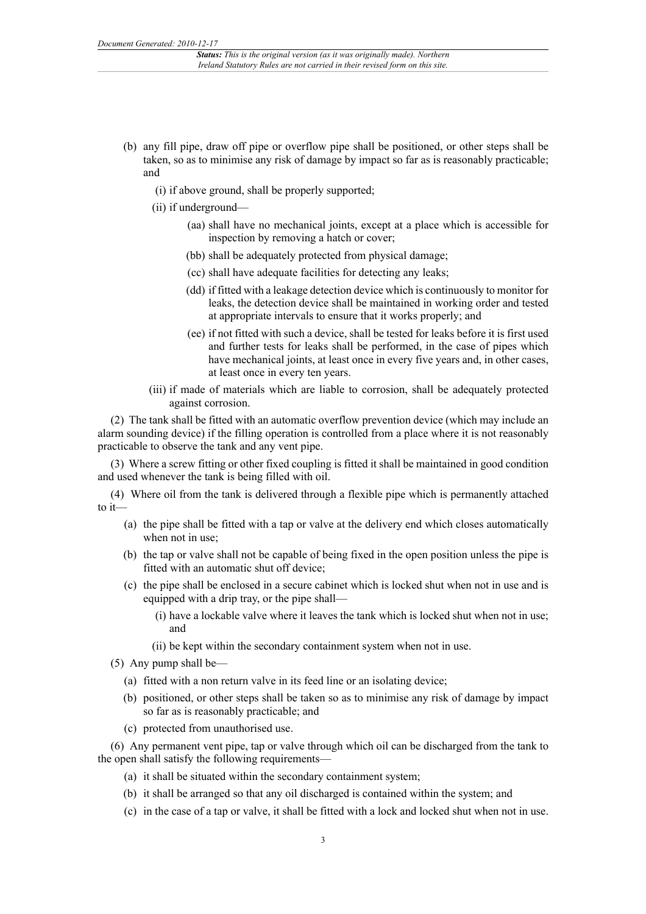(b) any fill pipe, draw off pipe or overflow pipe shall be positioned, or other steps shall be taken, so as to minimise any risk of damage by impact so far as is reasonably practicable; and

   (i) if above ground, shall be properly supported;

   (ii) if underground—

      (aa) shall have no mechanical joints, except at a place which is accessible for inspection by removing a hatch or cover;

      (bb) shall be adequately protected from physical damage;

      (cc) shall have adequate facilities for detecting any leaks;

      (dd) if fitted with a leakage detection device which is continuously to monitor for leaks, the detection device shall be maintained in working order and tested at appropriate intervals to ensure that it works properly; and

      (ee) if not fitted with such a device, shall be tested for leaks before it is first used and further tests for leaks shall be performed, in the case of pipes which have mechanical joints, at least once in every five years and, in other cases, at least once in every ten years.

   (iii) if made of materials which are liable to corrosion, shall be adequately protected against corrosion.

(2) The tank shall be fitted with an automatic overflow prevention device (which may include an alarm sounding device) if the filling operation is controlled from a place where it is not reasonably practicable to observe the tank and any vent pipe.

(3) Where a screw fitting or other fixed coupling is fitted it shall be maintained in good condition and used whenever the tank is being filled with oil.

(4) Where oil from the tank is delivered through a flexible pipe which is permanently attached to it—

(a) the pipe shall be fitted with a tap or valve at the delivery end which closes automatically when not in use;

(b) the tap or valve shall not be capable of being fixed in the open position unless the pipe is fitted with an automatic shut off device;

(c) the pipe shall be enclosed in a secure cabinet which is locked shut when not in use and is equipped with a drip tray, or the pipe shall—

   (i) have a lockable valve where it leaves the tank which is locked shut when not in use; and

   (ii) be kept within the secondary containment system when not in use.

(5) Any pump shall be—

(a) fitted with a non return valve in its feed line or an isolating device;

(b) positioned, or other steps shall be taken so as to minimise any risk of damage by impact so far as is reasonably practicable; and

(c) protected from unauthorised use.

(6) Any permanent vent pipe, tap or valve through which oil can be discharged from the tank to the open shall satisfy the following requirements—

(a) it shall be situated within the secondary containment system;

(b) it shall be arranged so that any oil discharged is contained within the system; and

(c) in the case of a tap or valve, it shall be fitted with a lock and locked shut when not in use.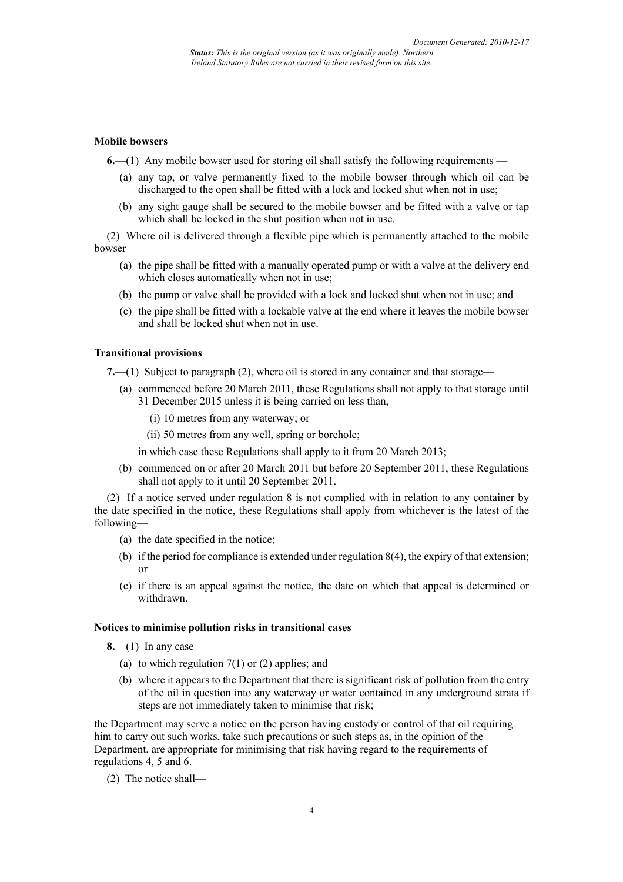### Mobile bowsers

**6.**—(1) Any mobile bowser used for storing oil shall satisfy the following requirements —

(a) any tap, or valve permanently fixed to the mobile bowser through which oil can be discharged to the open shall be fitted with a lock and locked shut when not in use;

(b) any sight gauge shall be secured to the mobile bowser and be fitted with a valve or tap which shall be locked in the shut position when not in use.

(2) Where oil is delivered through a flexible pipe which is permanently attached to the mobile bowser—

(a) the pipe shall be fitted with a manually operated pump or with a valve at the delivery end which closes automatically when not in use;

(b) the pump or valve shall be provided with a lock and locked shut when not in use; and

(c) the pipe shall be fitted with a lockable valve at the end where it leaves the mobile bowser and shall be locked shut when not in use.

### Transitional provisions

**7.**—(1) Subject to paragraph (2), where oil is stored in any container and that storage—

(a) commenced before 20 March 2011, these Regulations shall not apply to that storage until 31 December 2015 unless it is being carried on less than,

(i) 10 metres from any waterway; or

(ii) 50 metres from any well, spring or borehole;

in which case these Regulations shall apply to it from 20 March 2013;

(b) commenced on or after 20 March 2011 but before 20 September 2011, these Regulations shall not apply to it until 20 September 2011.

(2) If a notice served under regulation 8 is not complied with in relation to any container by the date specified in the notice, these Regulations shall apply from whichever is the latest of the following—

(a) the date specified in the notice;

(b) if the period for compliance is extended under regulation 8(4), the expiry of that extension; or

(c) if there is an appeal against the notice, the date on which that appeal is determined or withdrawn.

### Notices to minimise pollution risks in transitional cases

**8.**—(1) In any case—

(a) to which regulation 7(1) or (2) applies; and

(b) where it appears to the Department that there is significant risk of pollution from the entry of the oil in question into any waterway or water contained in any underground strata if steps are not immediately taken to minimise that risk;

the Department may serve a notice on the person having custody or control of that oil requiring him to carry out such works, take such precautions or such steps as, in the opinion of the Department, are appropriate for minimising that risk having regard to the requirements of regulations 4, 5 and 6.

(2) The notice shall—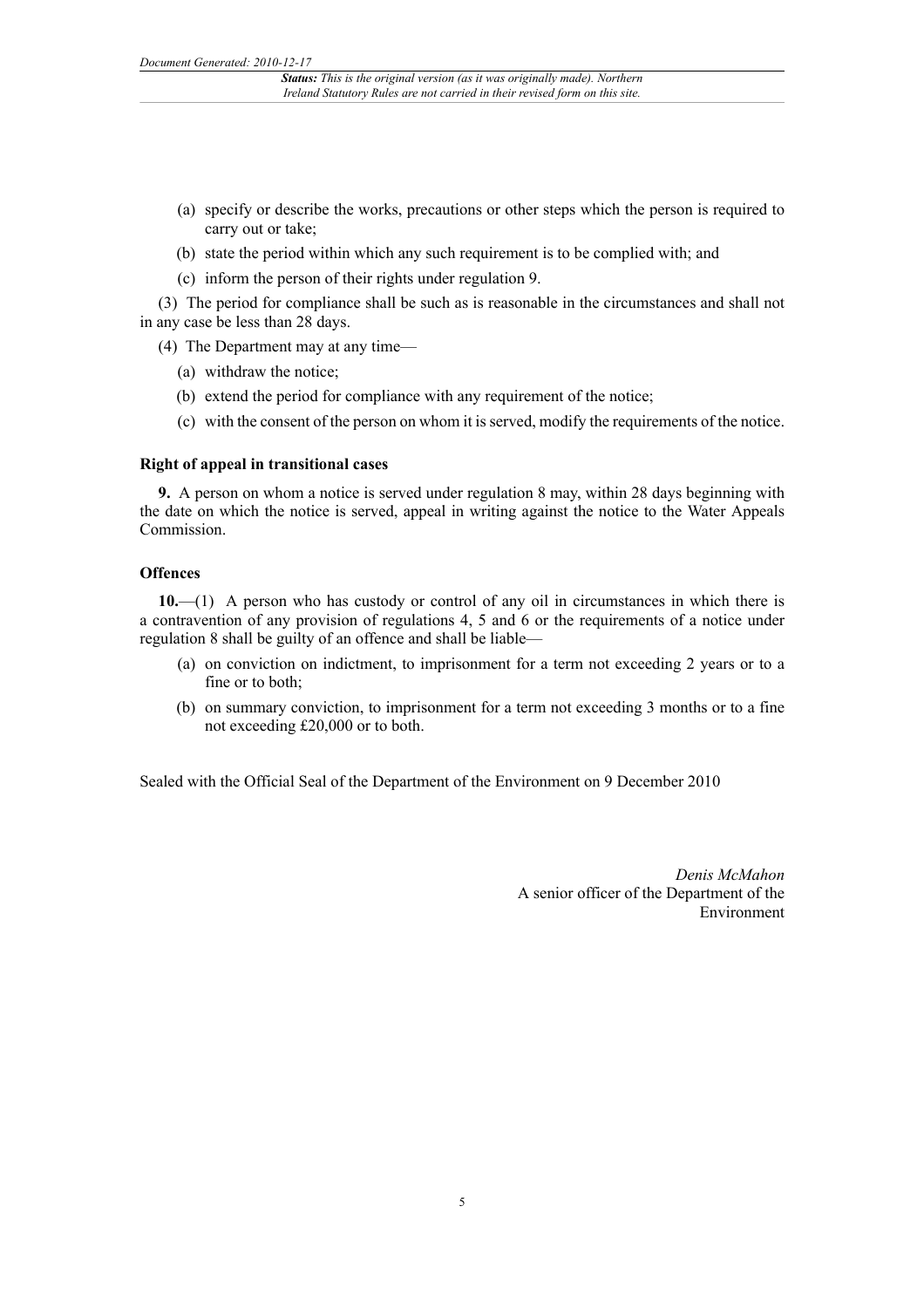(a) specify or describe the works, precautions or other steps which the person is required to carry out or take;

(b) state the period within which any such requirement is to be complied with; and

(c) inform the person of their rights under regulation 9.

(3) The period for compliance shall be such as is reasonable in the circumstances and shall not in any case be less than 28 days.

(4) The Department may at any time—

(a) withdraw the notice;

(b) extend the period for compliance with any requirement of the notice;

(c) with the consent of the person on whom it is served, modify the requirements of the notice.

**Right of appeal in transitional cases**

**9.** A person on whom a notice is served under regulation 8 may, within 28 days beginning with the date on which the notice is served, appeal in writing against the notice to the Water Appeals Commission.

**Offences**

**10.**—(1) A person who has custody or control of any oil in circumstances in which there is a contravention of any provision of regulations 4, 5 and 6 or the requirements of a notice under regulation 8 shall be guilty of an offence and shall be liable—

(a) on conviction on indictment, to imprisonment for a term not exceeding 2 years or to a fine or to both;

(b) on summary conviction, to imprisonment for a term not exceeding 3 months or to a fine not exceeding £20,000 or to both.

Sealed with the Official Seal of the Department of the Environment on 9 December 2010

*Denis McMahon*
A senior officer of the Department of the Environment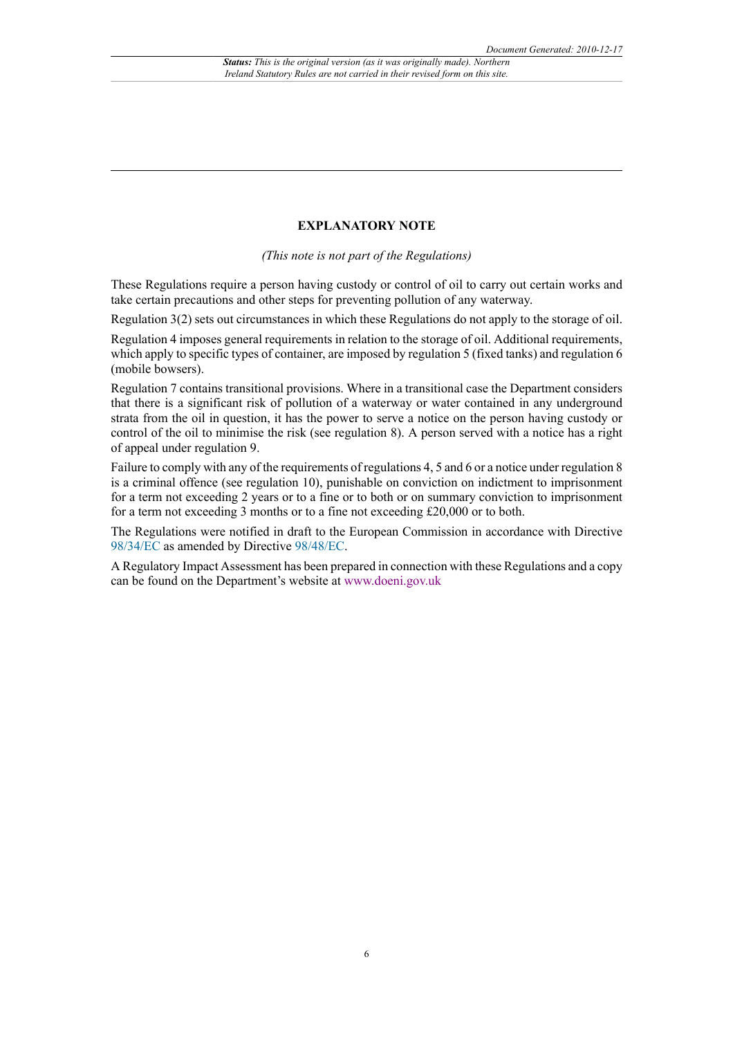## EXPLANATORY NOTE

*(This note is not part of the Regulations)*

These Regulations require a person having custody or control of oil to carry out certain works and take certain precautions and other steps for preventing pollution of any waterway.

Regulation 3(2) sets out circumstances in which these Regulations do not apply to the storage of oil.

Regulation 4 imposes general requirements in relation to the storage of oil. Additional requirements, which apply to specific types of container, are imposed by regulation 5 (fixed tanks) and regulation 6 (mobile bowsers).

Regulation 7 contains transitional provisions. Where in a transitional case the Department considers that there is a significant risk of pollution of a waterway or water contained in any underground strata from the oil in question, it has the power to serve a notice on the person having custody or control of the oil to minimise the risk (see regulation 8). A person served with a notice has a right of appeal under regulation 9.

Failure to comply with any of the requirements of regulations 4, 5 and 6 or a notice under regulation 8 is a criminal offence (see regulation 10), punishable on conviction on indictment to imprisonment for a term not exceeding 2 years or to a fine or to both or on summary conviction to imprisonment for a term not exceeding 3 months or to a fine not exceeding £20,000 or to both.

The Regulations were notified in draft to the European Commission in accordance with Directive 98/34/EC as amended by Directive 98/48/EC.

A Regulatory Impact Assessment has been prepared in connection with these Regulations and a copy can be found on the Department's website at www.doeni.gov.uk